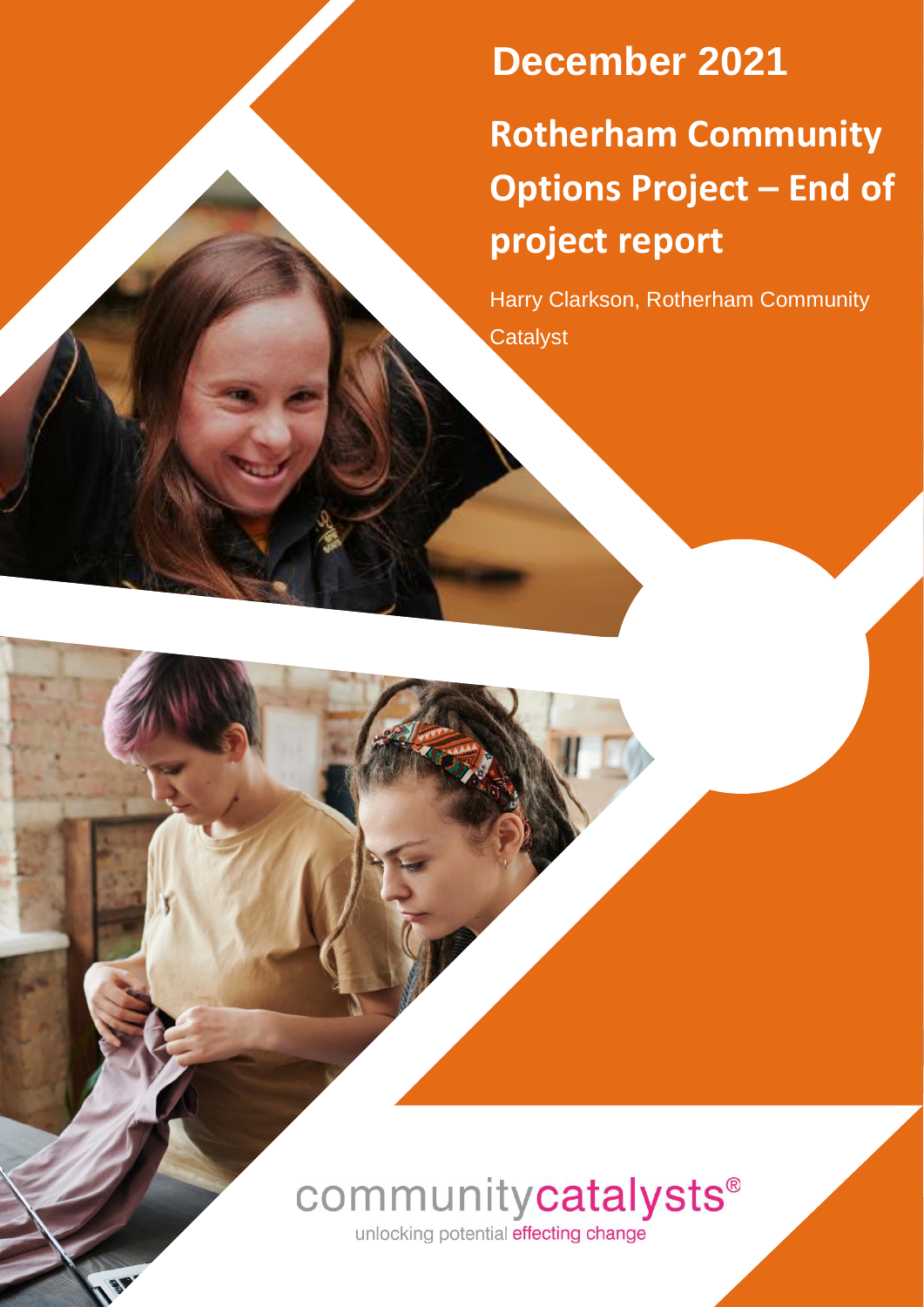December 2021

# Rotherham Community Options Project – End of project report

Harry Clarkson, Rotherham Community Catalyst

communitycatalysts®

unlocking potential effecting change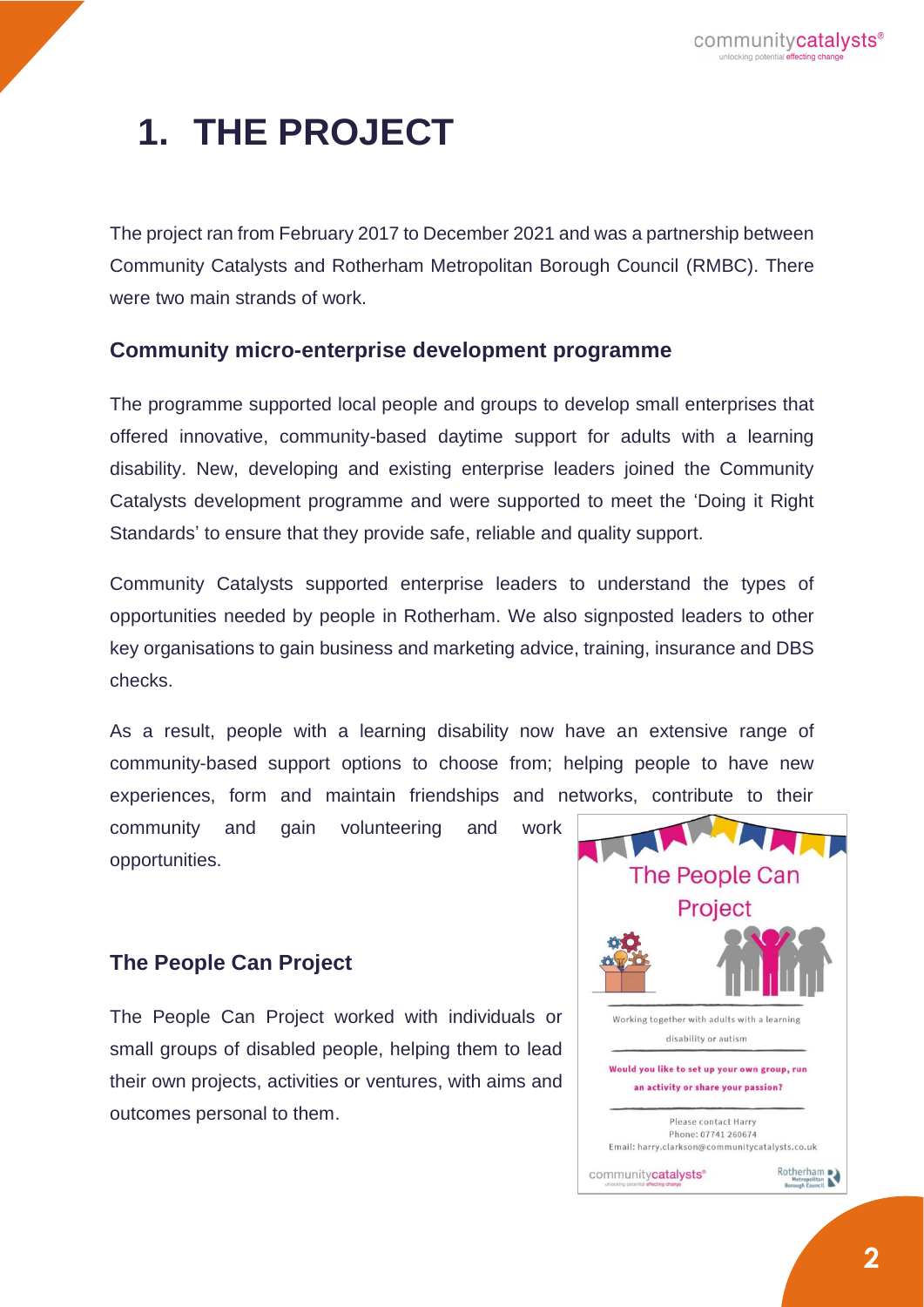# 1. THE PROJECT

The project ran from February 2017 to December 2021 and was a partnership between Community Catalysts and Rotherham Metropolitan Borough Council (RMBC). There were two main strands of work.

## Community micro-enterprise development programme

The programme supported local people and groups to develop small enterprises that offered innovative, community-based daytime support for adults with a learning disability. New, developing and existing enterprise leaders joined the Community Catalysts development programme and were supported to meet the 'Doing it Right Standards' to ensure that they provide safe, reliable and quality support.

Community Catalysts supported enterprise leaders to understand the types of opportunities needed by people in Rotherham. We also signposted leaders to other key organisations to gain business and marketing advice, training, insurance and DBS checks.

As a result, people with a learning disability now have an extensive range of community-based support options to choose from; helping people to have new experiences, form and maintain friendships and networks, contribute to their community and gain volunteering and work opportunities.

## The People Can Project

The People Can Project worked with individuals or small groups of disabled people, helping them to lead their own projects, activities or ventures, with aims and outcomes personal to them.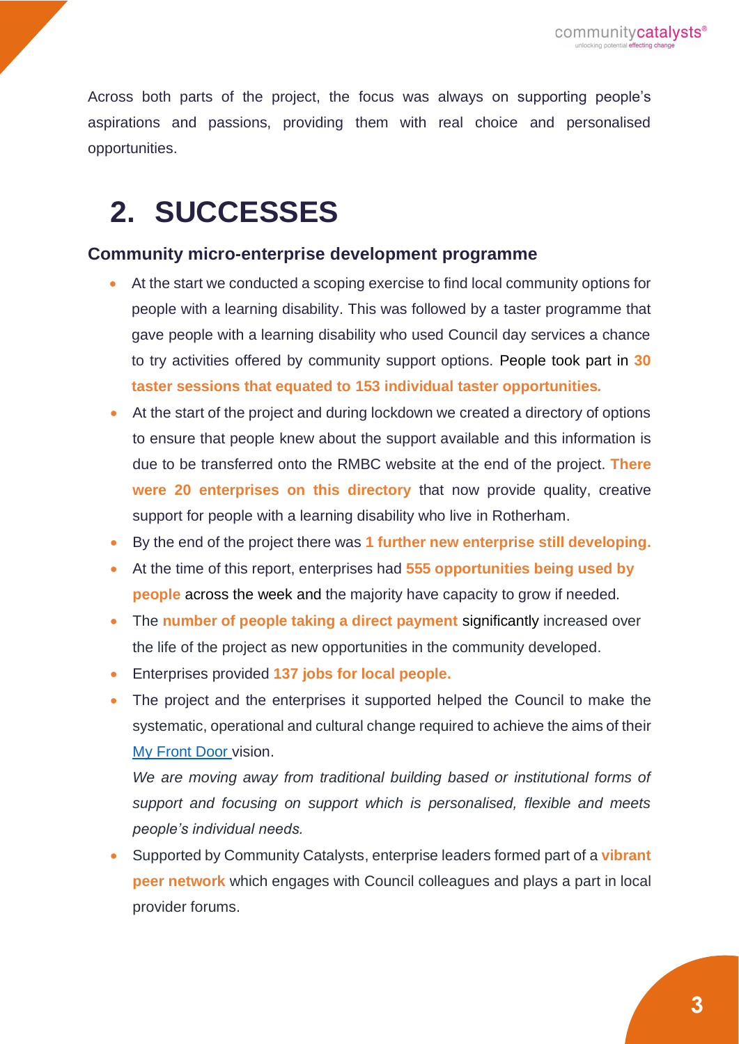Across both parts of the project, the focus was always on supporting people's aspirations and passions, providing them with real choice and personalised opportunities.

# 2. SUCCESSES

### Community micro-enterprise development programme

- At the start we conducted a scoping exercise to find local community options for people with a learning disability. This was followed by a taster programme that gave people with a learning disability who used Council day services a chance to try activities offered by community support options. People took part in **30 taster sessions that equated to 153 individual taster opportunities.**
- At the start of the project and during lockdown we created a directory of options to ensure that people knew about the support available and this information is due to be transferred onto the RMBC website at the end of the project. **There were 20 enterprises on this directory** that now provide quality, creative support for people with a learning disability who live in Rotherham.
- By the end of the project there was **1 further new enterprise still developing.**
- At the time of this report, enterprises had **555 opportunities being used by people** across the week and the majority have capacity to grow if needed.
- The **number of people taking a direct payment** significantly increased over the life of the project as new opportunities in the community developed.
- Enterprises provided **137 jobs for local people.**
- The project and the enterprises it supported helped the Council to make the systematic, operational and cultural change required to achieve the aims of their My Front Door vision.

  *We are moving away from traditional building based or institutional forms of support and focusing on support which is personalised, flexible and meets people's individual needs.*
- Supported by Community Catalysts, enterprise leaders formed part of a **vibrant peer network** which engages with Council colleagues and plays a part in local provider forums.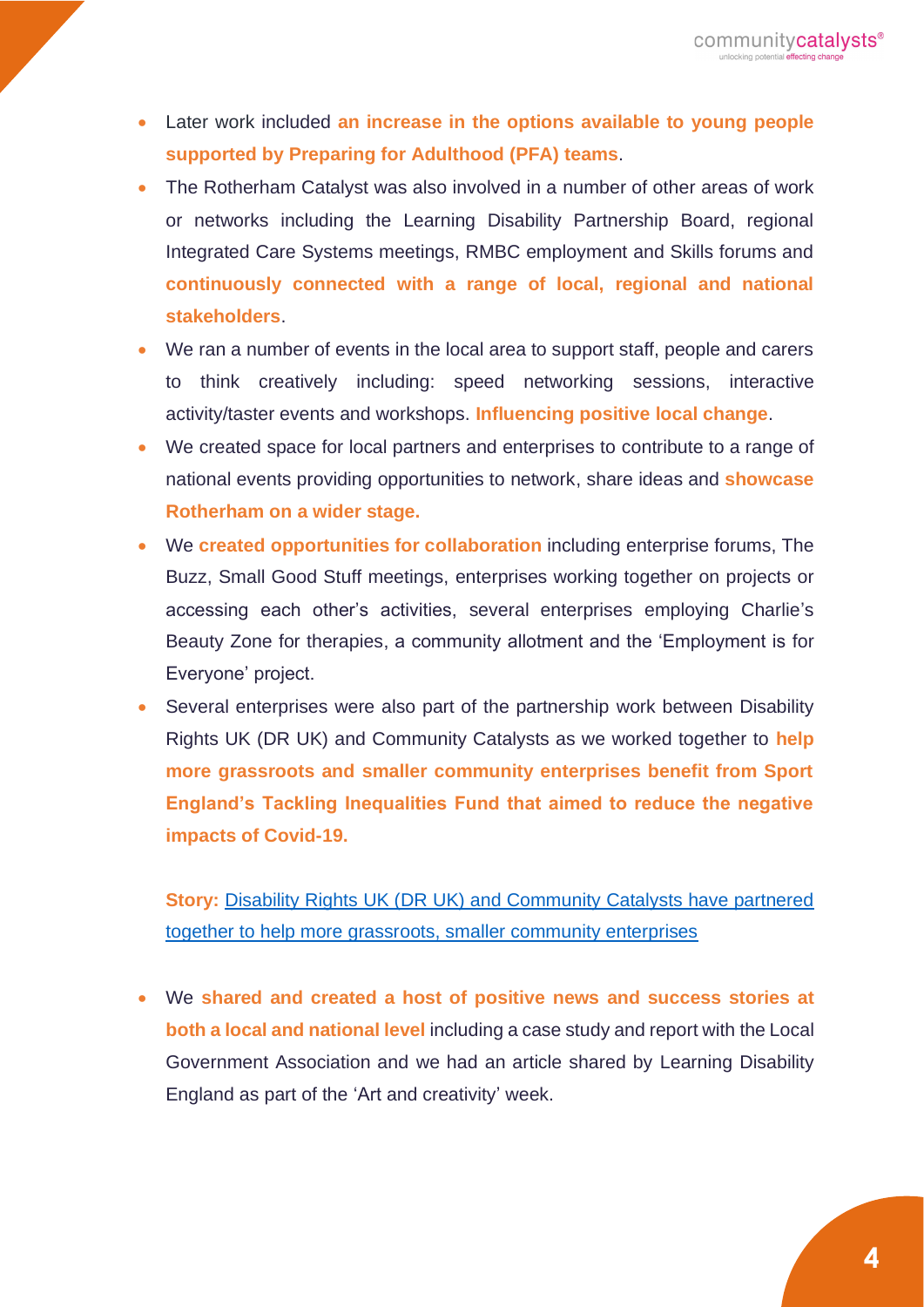- Later work included **an increase in the options available to young people supported by Preparing for Adulthood (PFA) teams**.
- The Rotherham Catalyst was also involved in a number of other areas of work or networks including the Learning Disability Partnership Board, regional Integrated Care Systems meetings, RMBC employment and Skills forums and **continuously connected with a range of local, regional and national stakeholders**.
- We ran a number of events in the local area to support staff, people and carers to think creatively including: speed networking sessions, interactive activity/taster events and workshops. **Influencing positive local change**.
- We created space for local partners and enterprises to contribute to a range of national events providing opportunities to network, share ideas and **showcase Rotherham on a wider stage.**
- We **created opportunities for collaboration** including enterprise forums, The Buzz, Small Good Stuff meetings, enterprises working together on projects or accessing each other's activities, several enterprises employing Charlie's Beauty Zone for therapies, a community allotment and the 'Employment is for Everyone' project.
- Several enterprises were also part of the partnership work between Disability Rights UK (DR UK) and Community Catalysts as we worked together to **help more grassroots and smaller community enterprises benefit from Sport England's Tackling Inequalities Fund that aimed to reduce the negative impacts of Covid-19.**

  **Story:** Disability Rights UK (DR UK) and Community Catalysts have partnered together to help more grassroots, smaller community enterprises

- We **shared and created a host of positive news and success stories at both a local and national level** including a case study and report with the Local Government Association and we had an article shared by Learning Disability England as part of the 'Art and creativity' week.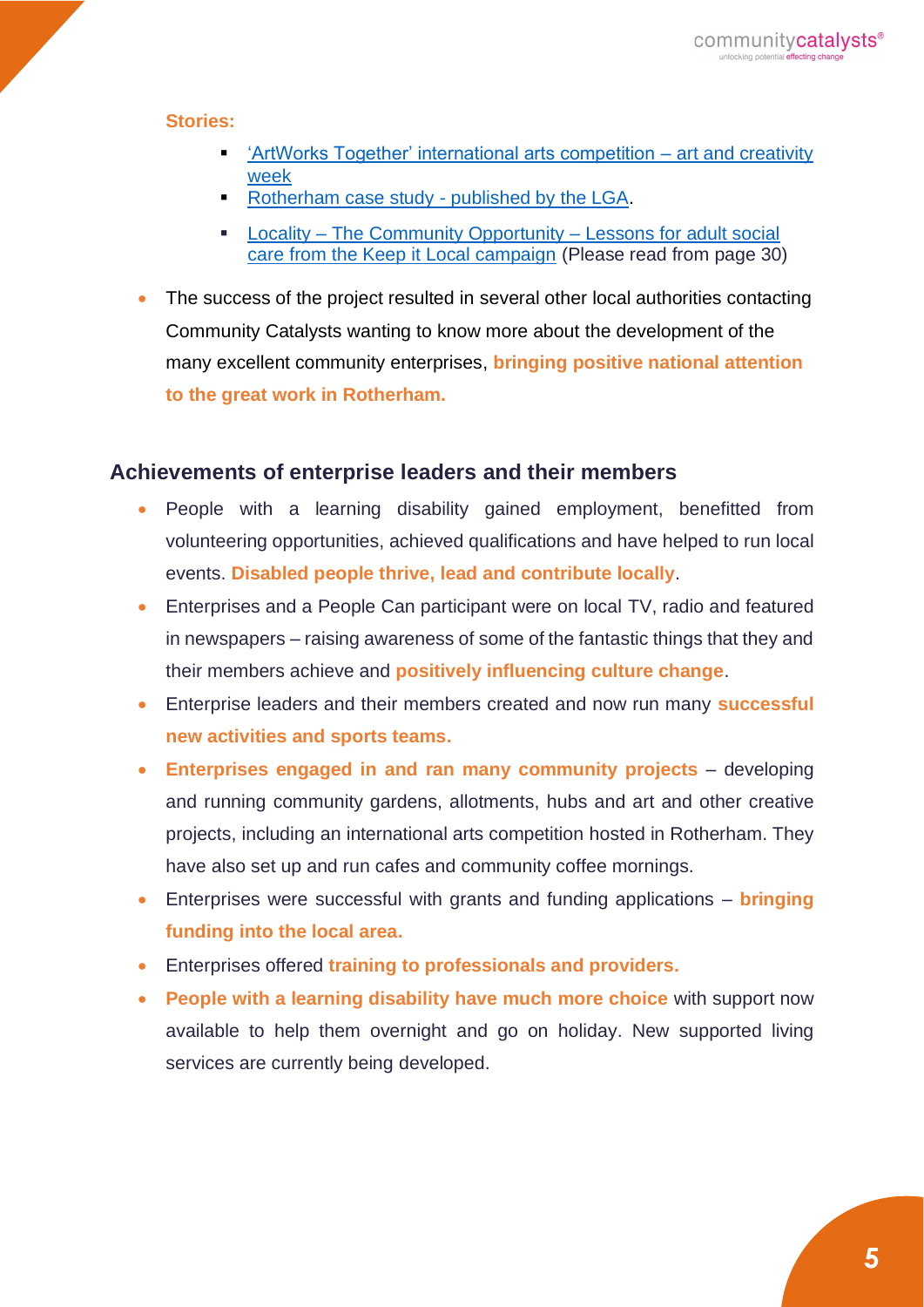**Stories:**

- ['ArtWorks Together' international arts competition – art and creativity week]
- [Rotherham case study - published by the LGA].
- [Locality – The Community Opportunity – Lessons for adult social care from the Keep it Local campaign] (Please read from page 30)

- The success of the project resulted in several other local authorities contacting Community Catalysts wanting to know more about the development of the many excellent community enterprises, **bringing positive national attention to the great work in Rotherham.**

## Achievements of enterprise leaders and their members

- People with a learning disability gained employment, benefitted from volunteering opportunities, achieved qualifications and have helped to run local events. **Disabled people thrive, lead and contribute locally**.
- Enterprises and a People Can participant were on local TV, radio and featured in newspapers – raising awareness of some of the fantastic things that they and their members achieve and **positively influencing culture change**.
- Enterprise leaders and their members created and now run many **successful new activities and sports teams.**
- **Enterprises engaged in and ran many community projects** – developing and running community gardens, allotments, hubs and art and other creative projects, including an international arts competition hosted in Rotherham. They have also set up and run cafes and community coffee mornings.
- Enterprises were successful with grants and funding applications – **bringing funding into the local area.**
- Enterprises offered **training to professionals and providers.**
- **People with a learning disability have much more choice** with support now available to help them overnight and go on holiday. New supported living services are currently being developed.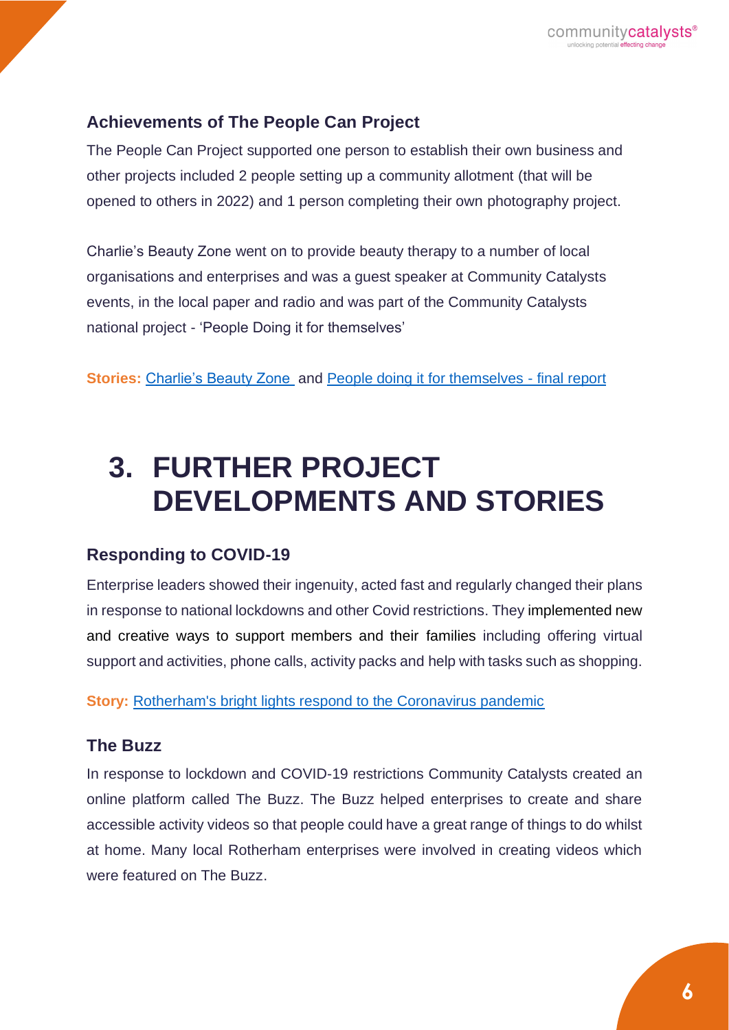### Achievements of The People Can Project

The People Can Project supported one person to establish their own business and other projects included 2 people setting up a community allotment (that will be opened to others in 2022) and 1 person completing their own photography project.

Charlie's Beauty Zone went on to provide beauty therapy to a number of local organisations and enterprises and was a guest speaker at Community Catalysts events, in the local paper and radio and was part of the Community Catalysts national project - 'People Doing it for themselves'

**Stories:** Charlie's Beauty Zone and People doing it for themselves - final report

# 3. FURTHER PROJECT DEVELOPMENTS AND STORIES

### Responding to COVID-19

Enterprise leaders showed their ingenuity, acted fast and regularly changed their plans in response to national lockdowns and other Covid restrictions. They implemented new and creative ways to support members and their families including offering virtual support and activities, phone calls, activity packs and help with tasks such as shopping.

**Story:** Rotherham's bright lights respond to the Coronavirus pandemic

### The Buzz

In response to lockdown and COVID-19 restrictions Community Catalysts created an online platform called The Buzz. The Buzz helped enterprises to create and share accessible activity videos so that people could have a great range of things to do whilst at home. Many local Rotherham enterprises were involved in creating videos which were featured on The Buzz.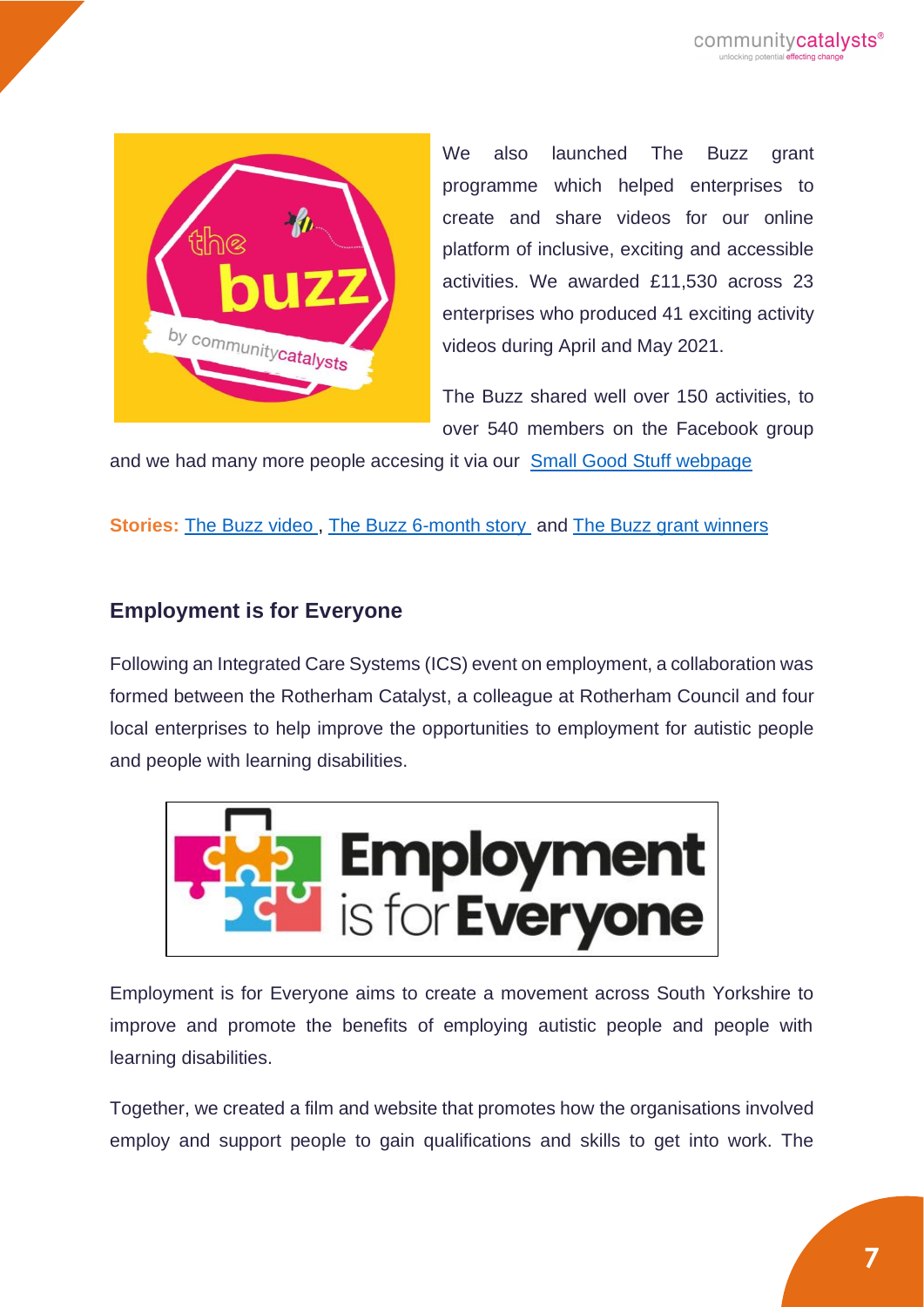We also launched The Buzz grant programme which helped enterprises to create and share videos for our online platform of inclusive, exciting and accessible activities. We awarded £11,530 across 23 enterprises who produced 41 exciting activity videos during April and May 2021.

The Buzz shared well over 150 activities, to over 540 members on the Facebook group and we had many more people accesing it via our Small Good Stuff webpage

**Stories:** The Buzz video , The Buzz 6-month story and The Buzz grant winners

### Employment is for Everyone

Following an Integrated Care Systems (ICS) event on employment, a collaboration was formed between the Rotherham Catalyst, a colleague at Rotherham Council and four local enterprises to help improve the opportunities to employment for autistic people and people with learning disabilities.

Employment is for Everyone aims to create a movement across South Yorkshire to improve and promote the benefits of employing autistic people and people with learning disabilities.

Together, we created a film and website that promotes how the organisations involved employ and support people to gain qualifications and skills to get into work. The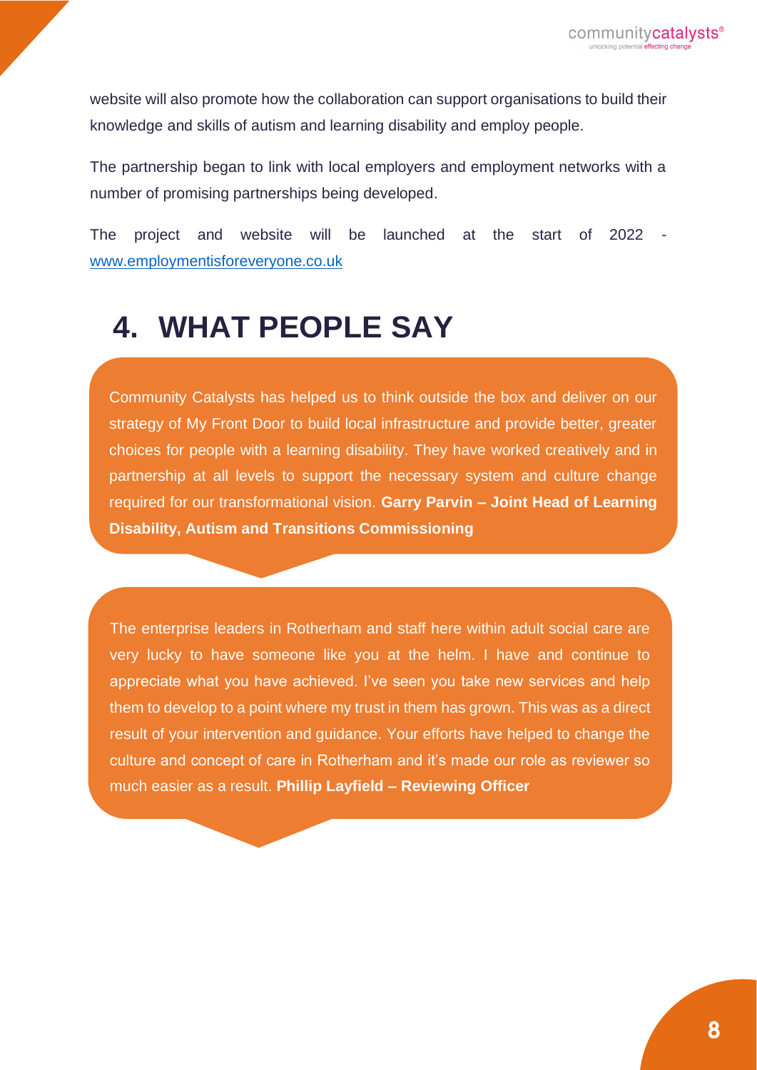website will also promote how the collaboration can support organisations to build their knowledge and skills of autism and learning disability and employ people.

The partnership began to link with local employers and employment networks with a number of promising partnerships being developed.

The project and website will be launched at the start of 2022 - www.employmentisforeveryone.co.uk

# 4. WHAT PEOPLE SAY

Community Catalysts has helped us to think outside the box and deliver on our strategy of My Front Door to build local infrastructure and provide better, greater choices for people with a learning disability. They have worked creatively and in partnership at all levels to support the necessary system and culture change required for our transformational vision. **Garry Parvin – Joint Head of Learning Disability, Autism and Transitions Commissioning**

The enterprise leaders in Rotherham and staff here within adult social care are very lucky to have someone like you at the helm. I have and continue to appreciate what you have achieved. I've seen you take new services and help them to develop to a point where my trust in them has grown. This was as a direct result of your intervention and guidance. Your efforts have helped to change the culture and concept of care in Rotherham and it's made our role as reviewer so much easier as a result. **Phillip Layfield – Reviewing Officer**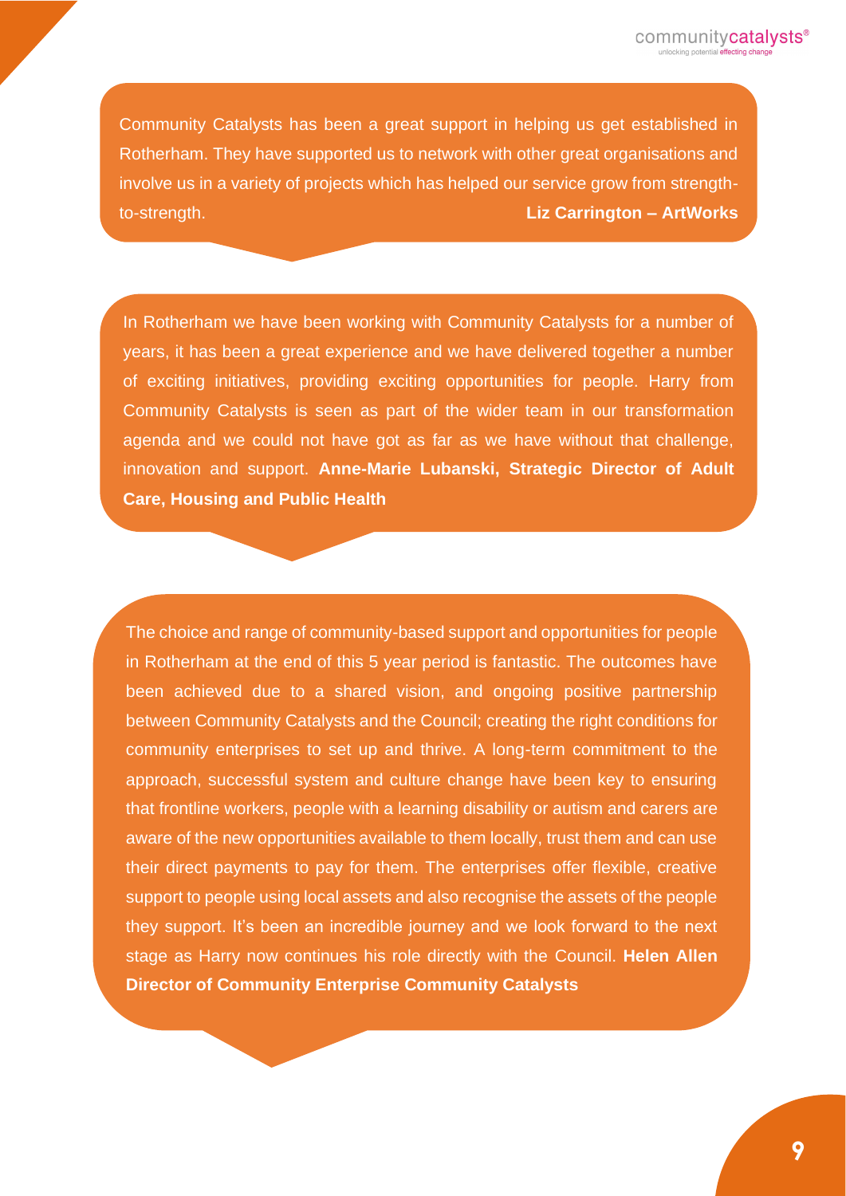Community Catalysts has been a great support in helping us get established in Rotherham. They have supported us to network with other great organisations and involve us in a variety of projects which has helped our service grow from strength-to-strength. **Liz Carrington – ArtWorks**

In Rotherham we have been working with Community Catalysts for a number of years, it has been a great experience and we have delivered together a number of exciting initiatives, providing exciting opportunities for people. Harry from Community Catalysts is seen as part of the wider team in our transformation agenda and we could not have got as far as we have without that challenge, innovation and support. **Anne-Marie Lubanski, Strategic Director of Adult Care, Housing and Public Health**

The choice and range of community-based support and opportunities for people in Rotherham at the end of this 5 year period is fantastic. The outcomes have been achieved due to a shared vision, and ongoing positive partnership between Community Catalysts and the Council; creating the right conditions for community enterprises to set up and thrive. A long-term commitment to the approach, successful system and culture change have been key to ensuring that frontline workers, people with a learning disability or autism and carers are aware of the new opportunities available to them locally, trust them and can use their direct payments to pay for them. The enterprises offer flexible, creative support to people using local assets and also recognise the assets of the people they support. It's been an incredible journey and we look forward to the next stage as Harry now continues his role directly with the Council. **Helen Allen Director of Community Enterprise Community Catalysts**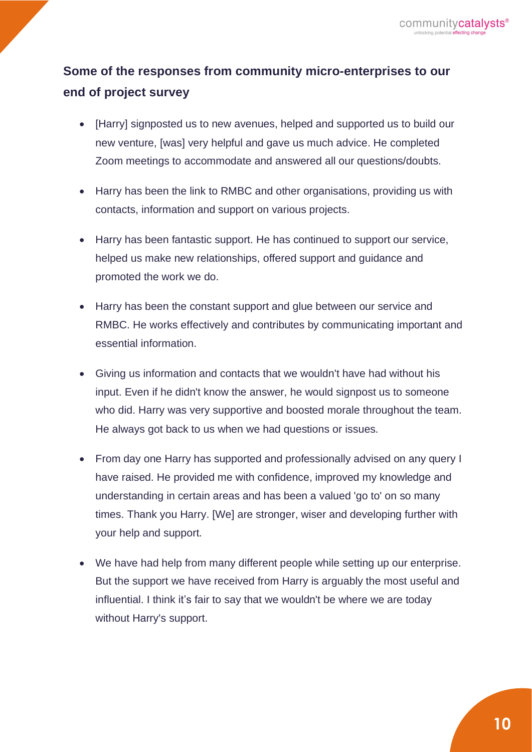## Some of the responses from community micro-enterprises to our end of project survey

- [Harry] signposted us to new avenues, helped and supported us to build our new venture, [was] very helpful and gave us much advice. He completed Zoom meetings to accommodate and answered all our questions/doubts.
- Harry has been the link to RMBC and other organisations, providing us with contacts, information and support on various projects.
- Harry has been fantastic support. He has continued to support our service, helped us make new relationships, offered support and guidance and promoted the work we do.
- Harry has been the constant support and glue between our service and RMBC. He works effectively and contributes by communicating important and essential information.
- Giving us information and contacts that we wouldn't have had without his input. Even if he didn't know the answer, he would signpost us to someone who did. Harry was very supportive and boosted morale throughout the team. He always got back to us when we had questions or issues.
- From day one Harry has supported and professionally advised on any query I have raised. He provided me with confidence, improved my knowledge and understanding in certain areas and has been a valued 'go to' on so many times. Thank you Harry. [We] are stronger, wiser and developing further with your help and support.
- We have had help from many different people while setting up our enterprise. But the support we have received from Harry is arguably the most useful and influential. I think it's fair to say that we wouldn't be where we are today without Harry's support.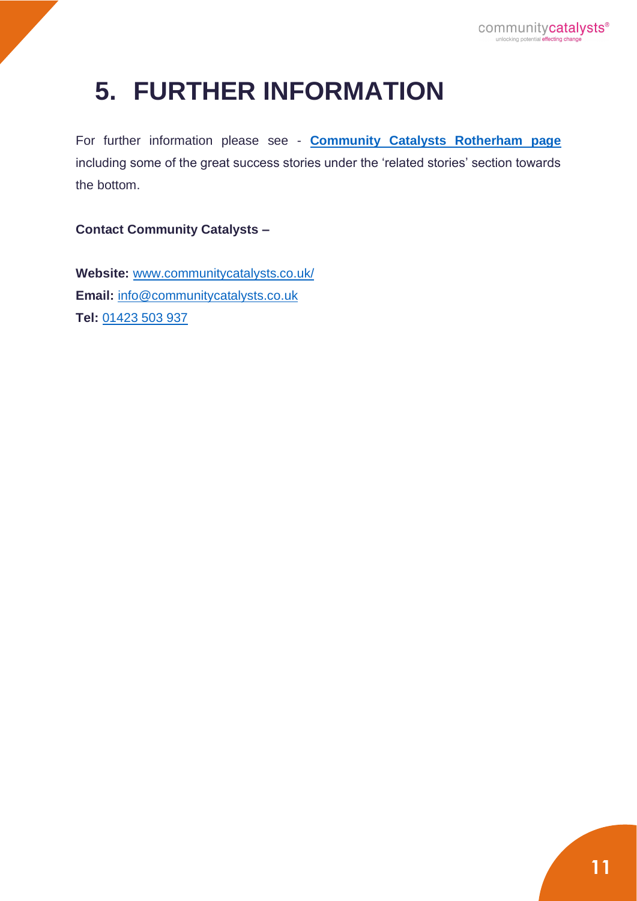# 5. FURTHER INFORMATION

For further information please see - **Community Catalysts Rotherham page** including some of the great success stories under the 'related stories' section towards the bottom.

**Contact Community Catalysts –**

**Website:** www.communitycatalysts.co.uk/
**Email:** info@communitycatalysts.co.uk
**Tel:** 01423 503 937